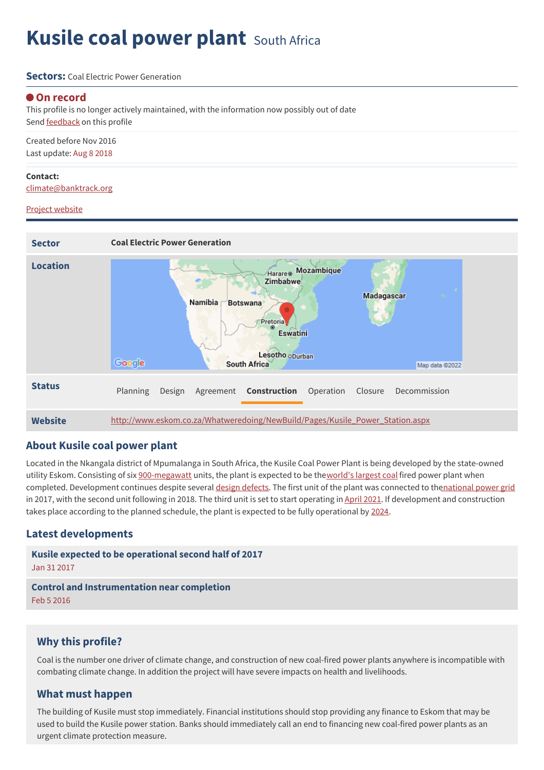# Kusile coal power plant South Africa

**Sectors:** Coal Electric Power Generation

**On record**

This profile is no longer actively maintained, with the information now possibly out of date

Send feedback on this profile

Created before Nov 2016

Last update: Aug 8 2018

**Contact:**

climate@banktrack.org

Project website

| | |
|---|---|
| **Sector** | Coal Electric Power Generation |
| **Location** | |
| **Status** | Planning · Design · Agreement · **Construction** · Operation · Closure · Decommission |
| **Website** | http://www.eskom.co.za/Whatweredoing/NewBuild/Pages/Kusile_Power_Station.aspx |

## About Kusile coal power plant

Located in the Nkangala district of Mpumalanga in South Africa, the Kusile Coal Power Plant is being developed by the state-owned utility Eskom. Consisting of six 900-megawatt units, the plant is expected to be the world's largest coal fired power plant when completed. Development continues despite several design defects. The first unit of the plant was connected to the national power grid in 2017, with the second unit following in 2018. The third unit is set to start operating in April 2021. If development and construction takes place according to the planned schedule, the plant is expected to be fully operational by 2024.

## Latest developments

**Kusile expected to be operational second half of 2017**
Jan 31 2017

**Control and Instrumentation near completion**
Feb 5 2016

### Why this profile?

Coal is the number one driver of climate change, and construction of new coal-fired power plants anywhere is incompatible with combating climate change. In addition the project will have severe impacts on health and livelihoods.

### What must happen

The building of Kusile must stop immediately. Financial institutions should stop providing any finance to Eskom that may be used to build the Kusile power station. Banks should immediately call an end to financing new coal-fired power plants as an urgent climate protection measure.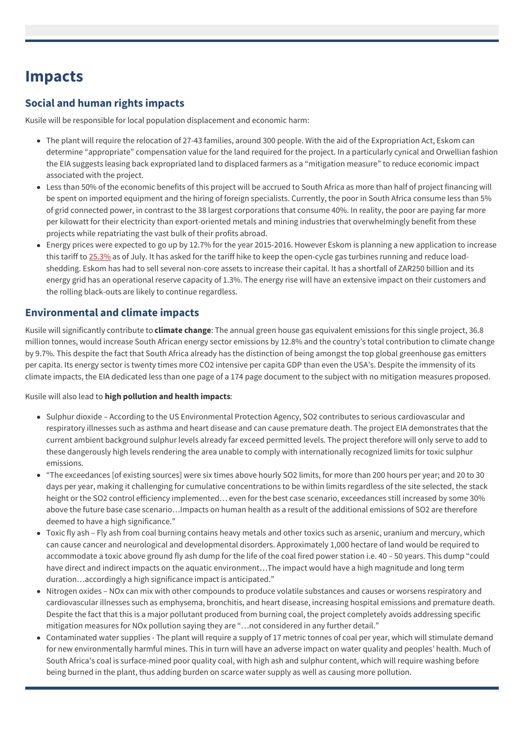# Impacts

## Social and human rights impacts

Kusile will be responsible for local population displacement and economic harm:

- The plant will require the relocation of 27-43 families, around 300 people. With the aid of the Expropriation Act, Eskom can determine “appropriate” compensation value for the land required for the project. In a particularly cynical and Orwellian fashion the EIA suggests leasing back expropriated land to displaced farmers as a “mitigation measure” to reduce economic impact associated with the project.
- Less than 50% of the economic benefits of this project will be accrued to South Africa as more than half of project financing will be spent on imported equipment and the hiring of foreign specialists. Currently, the poor in South Africa consume less than 5% of grid connected power, in contrast to the 38 largest corporations that consume 40%. In reality, the poor are paying far more per kilowatt for their electricity than export-oriented metals and mining industries that overwhelmingly benefit from these projects while repatriating the vast bulk of their profits abroad.
- Energy prices were expected to go up by 12.7% for the year 2015-2016. However Eskom is planning a new application to increase this tariff to 25.3% as of July. It has asked for the tariff hike to keep the open-cycle gas turbines running and reduce load-shedding. Eskom has had to sell several non-core assets to increase their capital. It has a shortfall of ZAR250 billion and its energy grid has an operational reserve capacity of 1.3%. The energy rise will have an extensive impact on their customers and the rolling black-outs are likely to continue regardless.

## Environmental and climate impacts

Kusile will significantly contribute to **climate change**: The annual green house gas equivalent emissions for this single project, 36.8 million tonnes, would increase South African energy sector emissions by 12.8% and the country’s total contribution to climate change by 9.7%. This despite the fact that South Africa already has the distinction of being amongst the top global greenhouse gas emitters per capita. Its energy sector is twenty times more CO2 intensive per capita GDP than even the USA’s. Despite the immensity of its climate impacts, the EIA dedicated less than one page of a 174 page document to the subject with no mitigation measures proposed.

Kusile will also lead to **high pollution and health impacts**:

- Sulphur dioxide – According to the US Environmental Protection Agency, SO2 contributes to serious cardiovascular and respiratory illnesses such as asthma and heart disease and can cause premature death. The project EIA demonstrates that the current ambient background sulphur levels already far exceed permitted levels. The project therefore will only serve to add to these dangerously high levels rendering the area unable to comply with internationally recognized limits for toxic sulphur emissions.
- “The exceedances [of existing sources] were six times above hourly SO2 limits, for more than 200 hours per year; and 20 to 30 days per year, making it challenging for cumulative concentrations to be within limits regardless of the site selected, the stack height or the SO2 control efficiency implemented… even for the best case scenario, exceedances still increased by some 30% above the future base case scenario…Impacts on human health as a result of the additional emissions of SO2 are therefore deemed to have a high significance.”
- Toxic fly ash – Fly ash from coal burning contains heavy metals and other toxics such as arsenic, uranium and mercury, which can cause cancer and neurological and developmental disorders. Approximately 1,000 hectare of land would be required to accommodate a toxic above ground fly ash dump for the life of the coal fired power station i.e. 40 – 50 years. This dump “could have direct and indirect impacts on the aquatic environment…The impact would have a high magnitude and long term duration…accordingly a high significance impact is anticipated.”
- Nitrogen oxides – NOx can mix with other compounds to produce volatile substances and causes or worsens respiratory and cardiovascular illnesses such as emphysema, bronchitis, and heart disease, increasing hospital emissions and premature death. Despite the fact that this is a major pollutant produced from burning coal, the project completely avoids addressing specific mitigation measures for NOx pollution saying they are “…not considered in any further detail.”
- Contaminated water supplies - The plant will require a supply of 17 metric tonnes of coal per year, which will stimulate demand for new environmentally harmful mines. This in turn will have an adverse impact on water quality and peoples’ health. Much of South Africa's coal is surface-mined poor quality coal, with high ash and sulphur content, which will require washing before being burned in the plant, thus adding burden on scarce water supply as well as causing more pollution.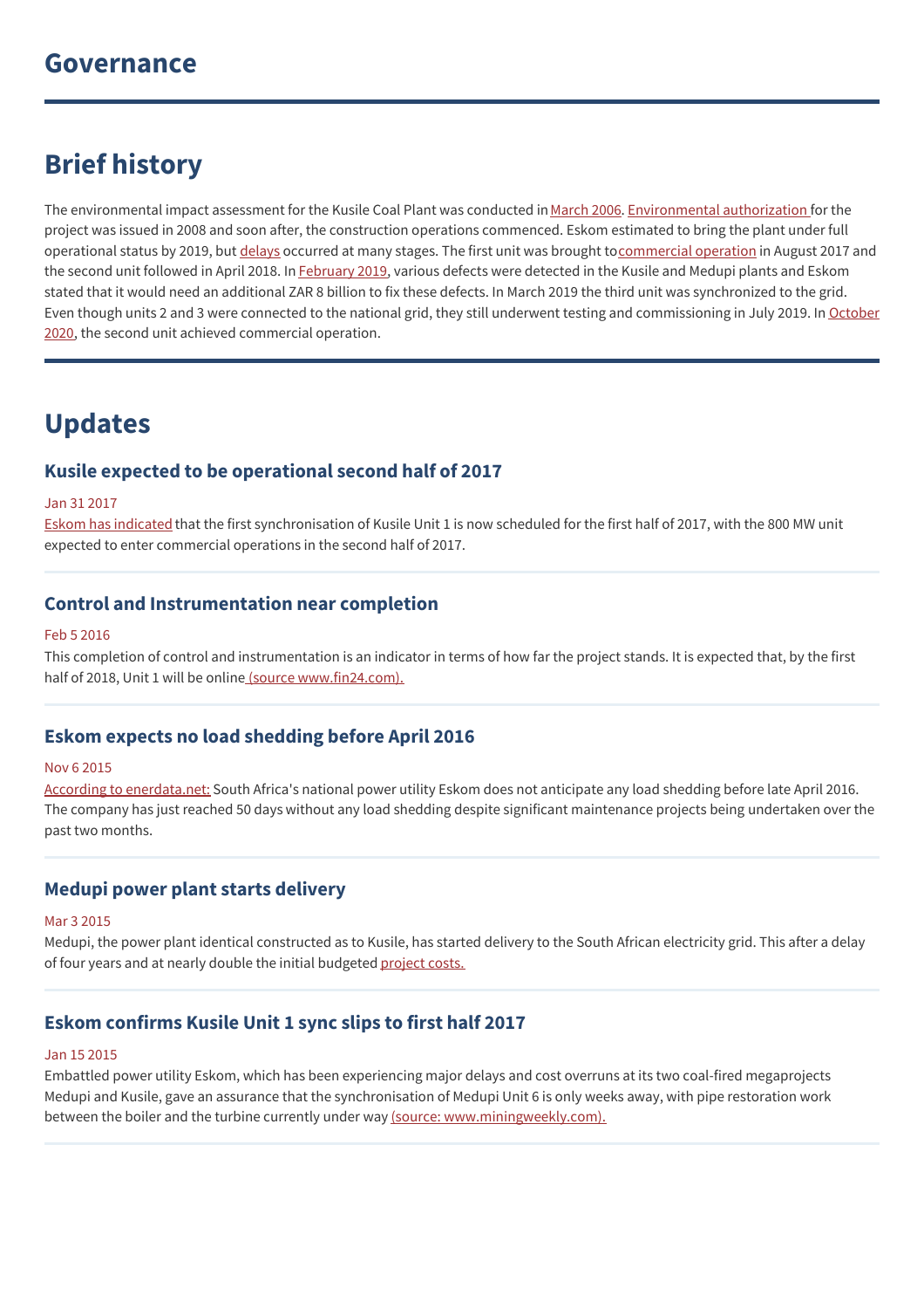## Governance

## Brief history

The environmental impact assessment for the Kusile Coal Plant was conducted in March 2006. Environmental authorization for the project was issued in 2008 and soon after, the construction operations commenced. Eskom estimated to bring the plant under full operational status by 2019, but delays occurred at many stages. The first unit was brought to commercial operation in August 2017 and the second unit followed in April 2018. In February 2019, various defects were detected in the Kusile and Medupi plants and Eskom stated that it would need an additional ZAR 8 billion to fix these defects. In March 2019 the third unit was synchronized to the grid. Even though units 2 and 3 were connected to the national grid, they still underwent testing and commissioning in July 2019. In October 2020, the second unit achieved commercial operation.

## Updates

### Kusile expected to be operational second half of 2017

Jan 31 2017

Eskom has indicated that the first synchronisation of Kusile Unit 1 is now scheduled for the first half of 2017, with the 800 MW unit expected to enter commercial operations in the second half of 2017.

### Control and Instrumentation near completion

Feb 5 2016

This completion of control and instrumentation is an indicator in terms of how far the project stands. It is expected that, by the first half of 2018, Unit 1 will be online (source www.fin24.com).

### Eskom expects no load shedding before April 2016

Nov 6 2015

According to enerdata.net: South Africa's national power utility Eskom does not anticipate any load shedding before late April 2016. The company has just reached 50 days without any load shedding despite significant maintenance projects being undertaken over the past two months.

### Medupi power plant starts delivery

Mar 3 2015

Medupi, the power plant identical constructed as to Kusile, has started delivery to the South African electricity grid. This after a delay of four years and at nearly double the initial budgeted project costs.

### Eskom confirms Kusile Unit 1 sync slips to first half 2017

Jan 15 2015

Embattled power utility Eskom, which has been experiencing major delays and cost overruns at its two coal-fired megaprojects Medupi and Kusile, gave an assurance that the synchronisation of Medupi Unit 6 is only weeks away, with pipe restoration work between the boiler and the turbine currently under way (source: www.miningweekly.com).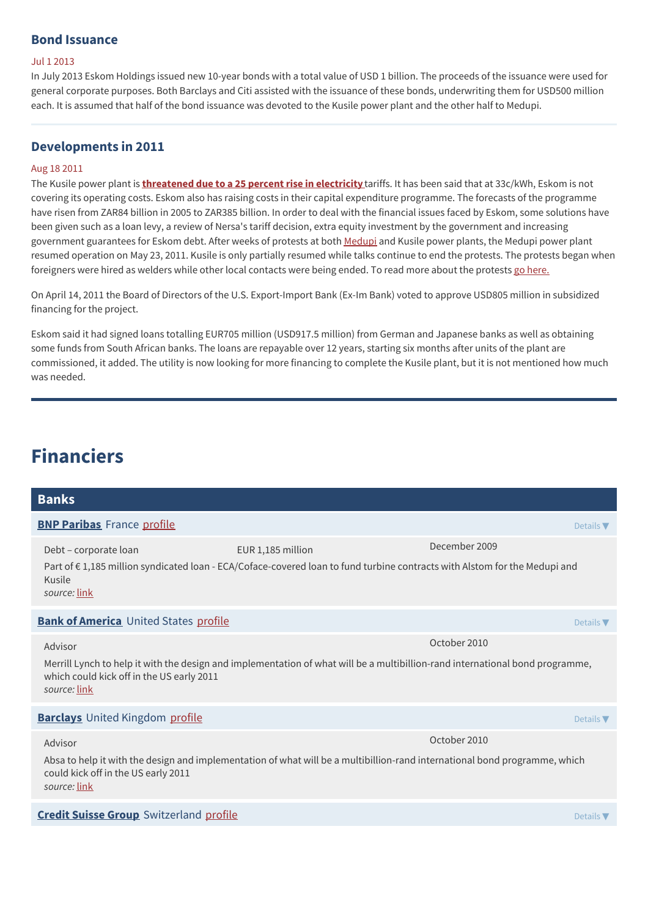### Bond Issuance

Jul 1 2013

In July 2013 Eskom Holdings issued new 10-year bonds with a total value of USD 1 billion. The proceeds of the issuance were used for general corporate purposes. Both Barclays and Citi assisted with the issuance of these bonds, underwriting them for USD500 million each. It is assumed that half of the bond issuance was devoted to the Kusile power plant and the other half to Medupi.

### Developments in 2011

Aug 18 2011

The Kusile power plant is **threatened due to a 25 percent rise in electricity** tariffs. It has been said that at 33c/kWh, Eskom is not covering its operating costs. Eskom also has raising costs in their capital expenditure programme. The forecasts of the programme have risen from ZAR84 billion in 2005 to ZAR385 billion. In order to deal with the financial issues faced by Eskom, some solutions have been given such as a loan levy, a review of Nersa's tariff decision, extra equity investment by the government and increasing government guarantees for Eskom debt. After weeks of protests at both Medupi and Kusile power plants, the Medupi power plant resumed operation on May 23, 2011. Kusile is only partially resumed while talks continue to end the protests. The protests began when foreigners were hired as welders while other local contacts were being ended. To read more about the protests go here.

On April 14, 2011 the Board of Directors of the U.S. Export-Import Bank (Ex-Im Bank) voted to approve USD805 million in subsidized financing for the project.

Eskom said it had signed loans totalling EUR705 million (USD917.5 million) from German and Japanese banks as well as obtaining some funds from South African banks. The loans are repayable over 12 years, starting six months after units of the plant are commissioned, it added. The utility is now looking for more financing to complete the Kusile plant, but it is not mentioned how much was needed.

# Financiers

## Banks

**BNP Paribas** France profile — Details ▼

Debt – corporate loan | EUR 1,185 million | December 2009

Part of € 1,185 million syndicated loan - ECA/Coface-covered loan to fund turbine contracts with Alstom for the Medupi and Kusile

*source:* link

**Bank of America** United States profile — Details ▼

Advisor | October 2010

Merrill Lynch to help it with the design and implementation of what will be a multibillion-rand international bond programme, which could kick off in the US early 2011

*source:* link

**Barclays** United Kingdom profile — Details ▼

Advisor | October 2010

Absa to help it with the design and implementation of what will be a multibillion-rand international bond programme, which could kick off in the US early 2011

*source:* link

**Credit Suisse Group** Switzerland profile — Details ▼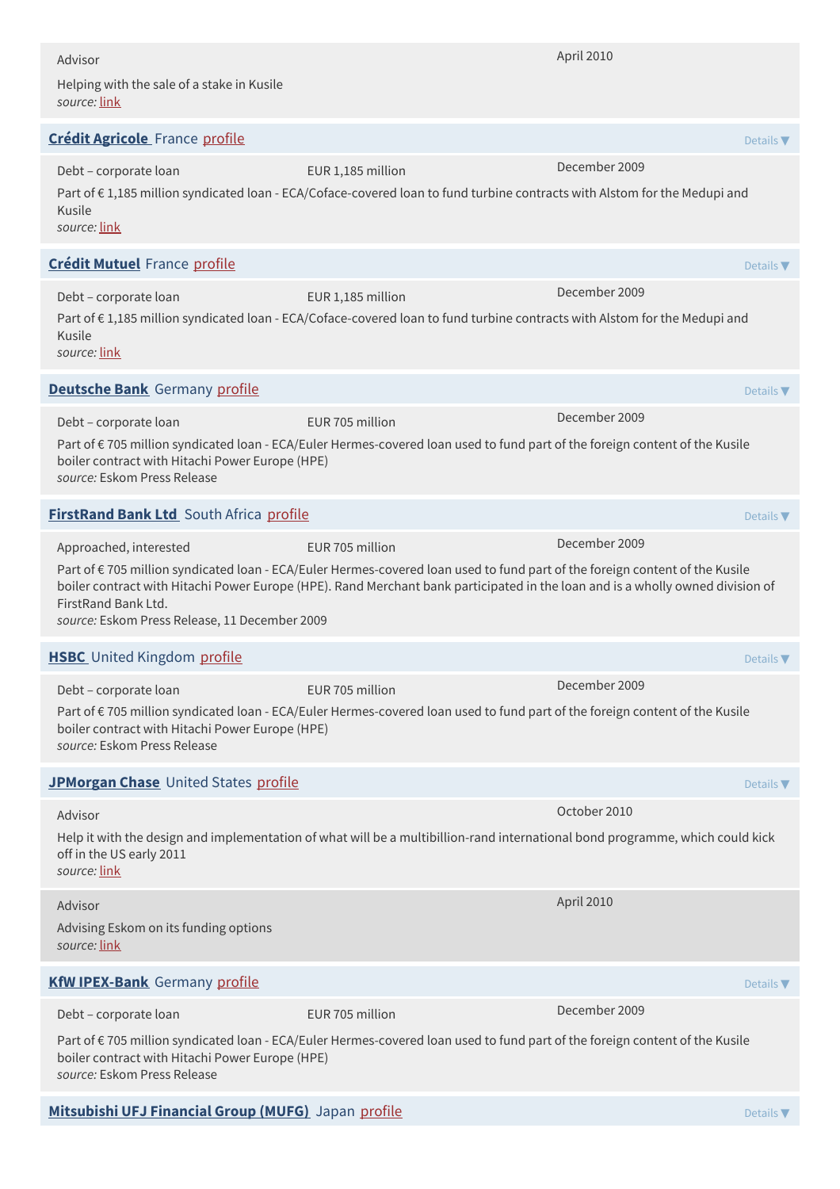Advisor

April 2010

Helping with the sale of a stake in Kusile

*source:* link

## **Crédit Agricole** France profile

Details ▼

Debt – corporate loan | EUR 1,185 million | December 2009

Part of € 1,185 million syndicated loan - ECA/Coface-covered loan to fund turbine contracts with Alstom for the Medupi and Kusile

*source:* link

## **Crédit Mutuel** France profile

Details ▼

Debt – corporate loan | EUR 1,185 million | December 2009

Part of € 1,185 million syndicated loan - ECA/Coface-covered loan to fund turbine contracts with Alstom for the Medupi and Kusile

*source:* link

## **Deutsche Bank** Germany profile

Details ▼

Debt – corporate loan | EUR 705 million | December 2009

Part of € 705 million syndicated loan - ECA/Euler Hermes-covered loan used to fund part of the foreign content of the Kusile boiler contract with Hitachi Power Europe (HPE)

*source:* Eskom Press Release

## **FirstRand Bank Ltd** South Africa profile

Details ▼

Approached, interested | EUR 705 million | December 2009

Part of € 705 million syndicated loan - ECA/Euler Hermes-covered loan used to fund part of the foreign content of the Kusile boiler contract with Hitachi Power Europe (HPE). Rand Merchant bank participated in the loan and is a wholly owned division of FirstRand Bank Ltd.

*source:* Eskom Press Release, 11 December 2009

## **HSBC** United Kingdom profile

Details ▼

Debt – corporate loan | EUR 705 million | December 2009

Part of € 705 million syndicated loan - ECA/Euler Hermes-covered loan used to fund part of the foreign content of the Kusile boiler contract with Hitachi Power Europe (HPE)

*source:* Eskom Press Release

## **JPMorgan Chase** United States profile

Details ▼

Advisor | October 2010

Help it with the design and implementation of what will be a multibillion-rand international bond programme, which could kick off in the US early 2011

*source:* link

Advisor | April 2010

Advising Eskom on its funding options

*source:* link

## **KfW IPEX-Bank** Germany profile

Details ▼

Debt – corporate loan | EUR 705 million | December 2009

Part of € 705 million syndicated loan - ECA/Euler Hermes-covered loan used to fund part of the foreign content of the Kusile boiler contract with Hitachi Power Europe (HPE)

*source:* Eskom Press Release

## **Mitsubishi UFJ Financial Group (MUFG)** Japan profile

Details ▼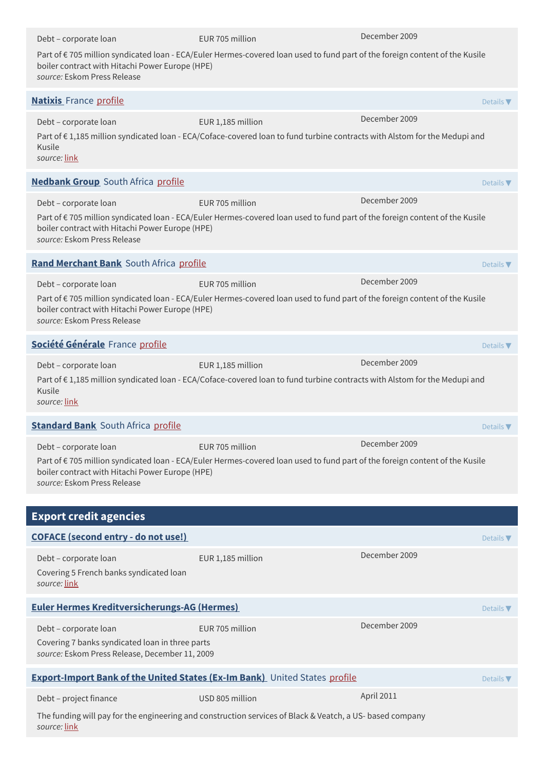Debt – corporate loan | EUR 705 million | December 2009

Part of € 705 million syndicated loan - ECA/Euler Hermes-covered loan used to fund part of the foreign content of the Kusile boiler contract with Hitachi Power Europe (HPE)
*source:* Eskom Press Release

**Natixis** France profile — Details ▼

Debt – corporate loan | EUR 1,185 million | December 2009

Part of € 1,185 million syndicated loan - ECA/Coface-covered loan to fund turbine contracts with Alstom for the Medupi and Kusile
*source:* link

**Nedbank Group** South Africa profile — Details ▼

Debt – corporate loan | EUR 705 million | December 2009

Part of € 705 million syndicated loan - ECA/Euler Hermes-covered loan used to fund part of the foreign content of the Kusile boiler contract with Hitachi Power Europe (HPE)
*source:* Eskom Press Release

**Rand Merchant Bank** South Africa profile — Details ▼

Debt – corporate loan | EUR 705 million | December 2009

Part of € 705 million syndicated loan - ECA/Euler Hermes-covered loan used to fund part of the foreign content of the Kusile boiler contract with Hitachi Power Europe (HPE)
*source:* Eskom Press Release

**Société Générale** France profile — Details ▼

Debt – corporate loan | EUR 1,185 million | December 2009

Part of € 1,185 million syndicated loan - ECA/Coface-covered loan to fund turbine contracts with Alstom for the Medupi and Kusile
*source:* link

**Standard Bank** South Africa profile — Details ▼

Debt – corporate loan | EUR 705 million | December 2009

Part of € 705 million syndicated loan - ECA/Euler Hermes-covered loan used to fund part of the foreign content of the Kusile boiler contract with Hitachi Power Europe (HPE)
*source:* Eskom Press Release

## Export credit agencies

**COFACE (second entry - do not use!)** — Details ▼

Debt – corporate loan | EUR 1,185 million | December 2009

Covering 5 French banks syndicated loan
*source:* link

**Euler Hermes Kreditversicherungs-AG (Hermes)** — Details ▼

Debt – corporate loan | EUR 705 million | December 2009

Covering 7 banks syndicated loan in three parts
*source:* Eskom Press Release, December 11, 2009

**Export-Import Bank of the United States (Ex-Im Bank)** United States profile — Details ▼

Debt – project finance | USD 805 million | April 2011

The funding will pay for the engineering and construction services of Black & Veatch, a US- based company
*source:* link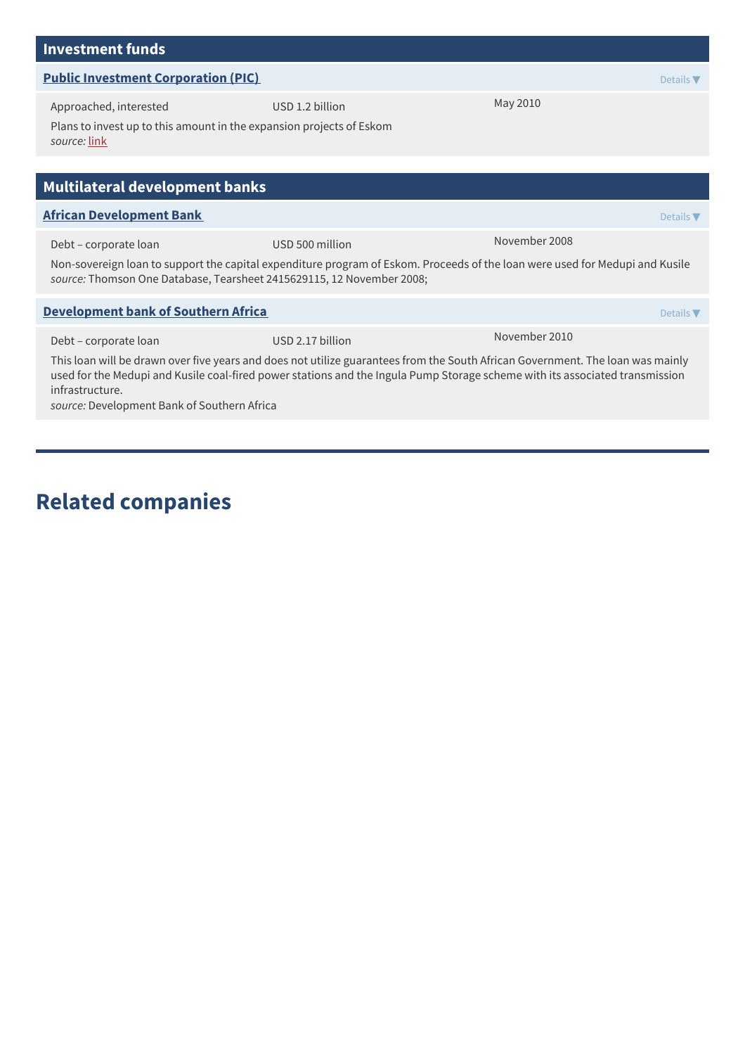## Investment funds

### Public Investment Corporation (PIC)

Details ▼

Approached, interested | USD 1.2 billion | May 2010

Plans to invest up to this amount in the expansion projects of Eskom
*source:* link

## Multilateral development banks

### African Development Bank

Details ▼

Debt – corporate loan | USD 500 million | November 2008

Non-sovereign loan to support the capital expenditure program of Eskom. Proceeds of the loan were used for Medupi and Kusile
*source:* Thomson One Database, Tearsheet 2415629115, 12 November 2008;

### Development bank of Southern Africa

Details ▼

Debt – corporate loan | USD 2.17 billion | November 2010

This loan will be drawn over five years and does not utilize guarantees from the South African Government. The loan was mainly used for the Medupi and Kusile coal-fired power stations and the Ingula Pump Storage scheme with its associated transmission infrastructure.
*source:* Development Bank of Southern Africa

# Related companies